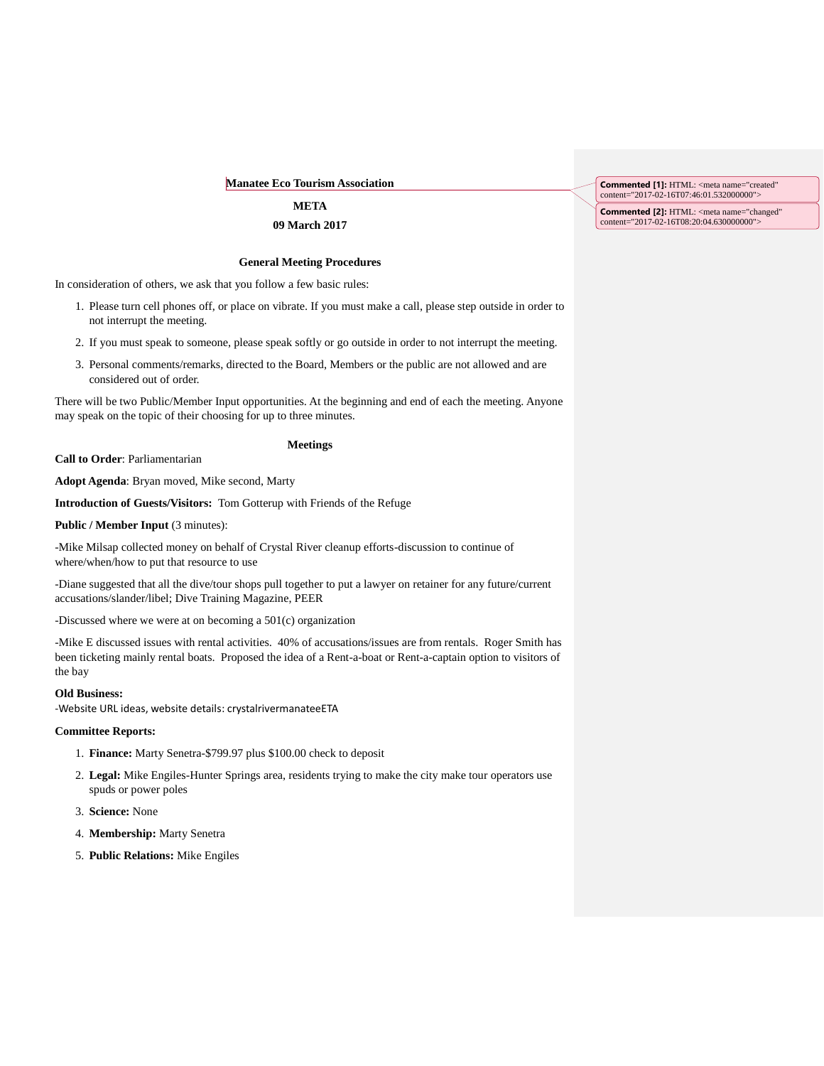**Manatee Eco Tourism Association**

**META**

**09 March 2017**

**General Meeting Procedures**

In consideration of others, we ask that you follow a few basic rules:

1. Please turn cell phones off, or place on vibrate. If you must make a call, please step outside in order to not interrupt the meeting.
2. If you must speak to someone, please speak softly or go outside in order to not interrupt the meeting.
3. Personal comments/remarks, directed to the Board, Members or the public are not allowed and are considered out of order.

There will be two Public/Member Input opportunities. At the beginning and end of each the meeting. Anyone may speak on the topic of their choosing for up to three minutes.

**Meetings**

**Call to Order**: Parliamentarian

**Adopt Agenda**: Bryan moved, Mike second, Marty

**Introduction of Guests/Visitors:** Tom Gotterup with Friends of the Refuge

**Public / Member Input** (3 minutes):

-Mike Milsap collected money on behalf of Crystal River cleanup efforts-discussion to continue of where/when/how to put that resource to use

-Diane suggested that all the dive/tour shops pull together to put a lawyer on retainer for any future/current accusations/slander/libel; Dive Training Magazine, PEER

-Discussed where we were at on becoming a 501(c) organization

-Mike E discussed issues with rental activities. 40% of accusations/issues are from rentals. Roger Smith has been ticketing mainly rental boats. Proposed the idea of a Rent-a-boat or Rent-a-captain option to visitors of the bay

**Old Business:**
-Website URL ideas, website details: crystalrivermanateeETA

**Committee Reports:**

1. **Finance:** Marty Senetra-$799.97 plus $100.00 check to deposit
2. **Legal:** Mike Engiles-Hunter Springs area, residents trying to make the city make tour operators use spuds or power poles
3. **Science:** None
4. **Membership:** Marty Senetra
5. **Public Relations:** Mike Engiles

**Commented [1]:** HTML: <meta name="created" content="2017-02-16T07:46:01.532000000">

**Commented [2]:** HTML: <meta name="changed" content="2017-02-16T08:20:04.630000000">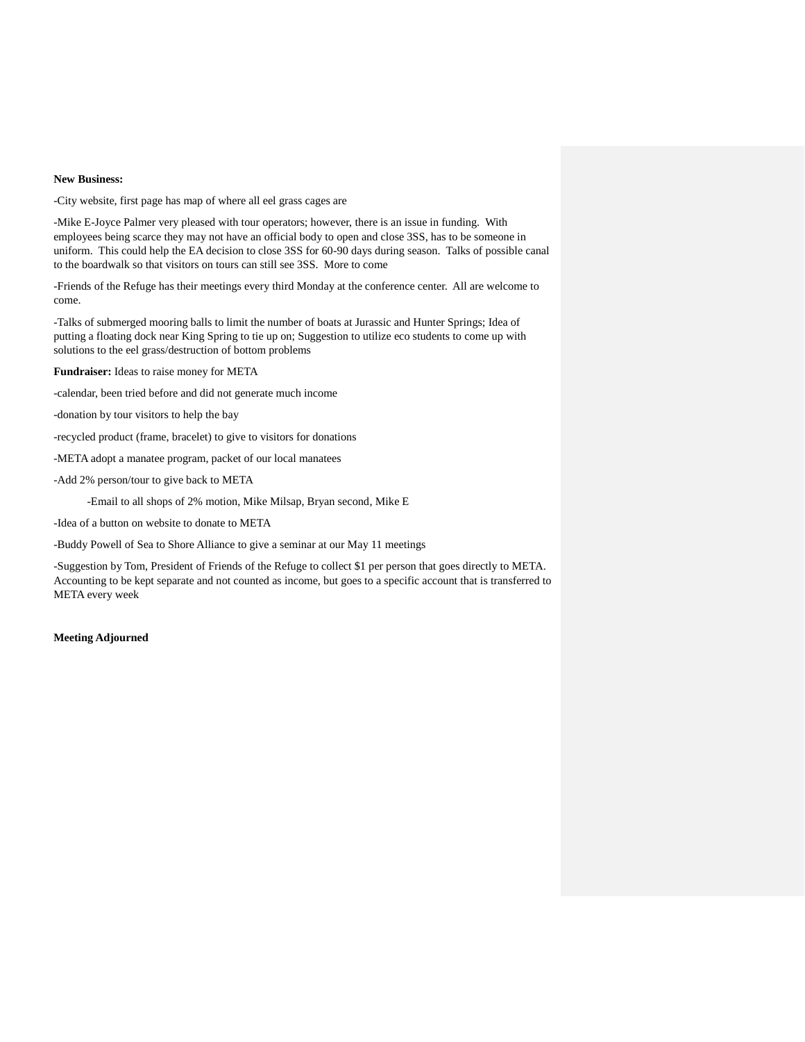**New Business:**

-City website, first page has map of where all eel grass cages are

-Mike E-Joyce Palmer very pleased with tour operators; however, there is an issue in funding. With employees being scarce they may not have an official body to open and close 3SS, has to be someone in uniform. This could help the EA decision to close 3SS for 60-90 days during season. Talks of possible canal to the boardwalk so that visitors on tours can still see 3SS. More to come

-Friends of the Refuge has their meetings every third Monday at the conference center. All are welcome to come.

-Talks of submerged mooring balls to limit the number of boats at Jurassic and Hunter Springs; Idea of putting a floating dock near King Spring to tie up on; Suggestion to utilize eco students to come up with solutions to the eel grass/destruction of bottom problems

**Fundraiser:** Ideas to raise money for META

-calendar, been tried before and did not generate much income

-donation by tour visitors to help the bay

-recycled product (frame, bracelet) to give to visitors for donations

-META adopt a manatee program, packet of our local manatees

-Add 2% person/tour to give back to META

    -Email to all shops of 2% motion, Mike Milsap, Bryan second, Mike E

-Idea of a button on website to donate to META

-Buddy Powell of Sea to Shore Alliance to give a seminar at our May 11 meetings

-Suggestion by Tom, President of Friends of the Refuge to collect $1 per person that goes directly to META. Accounting to be kept separate and not counted as income, but goes to a specific account that is transferred to META every week

**Meeting Adjourned**